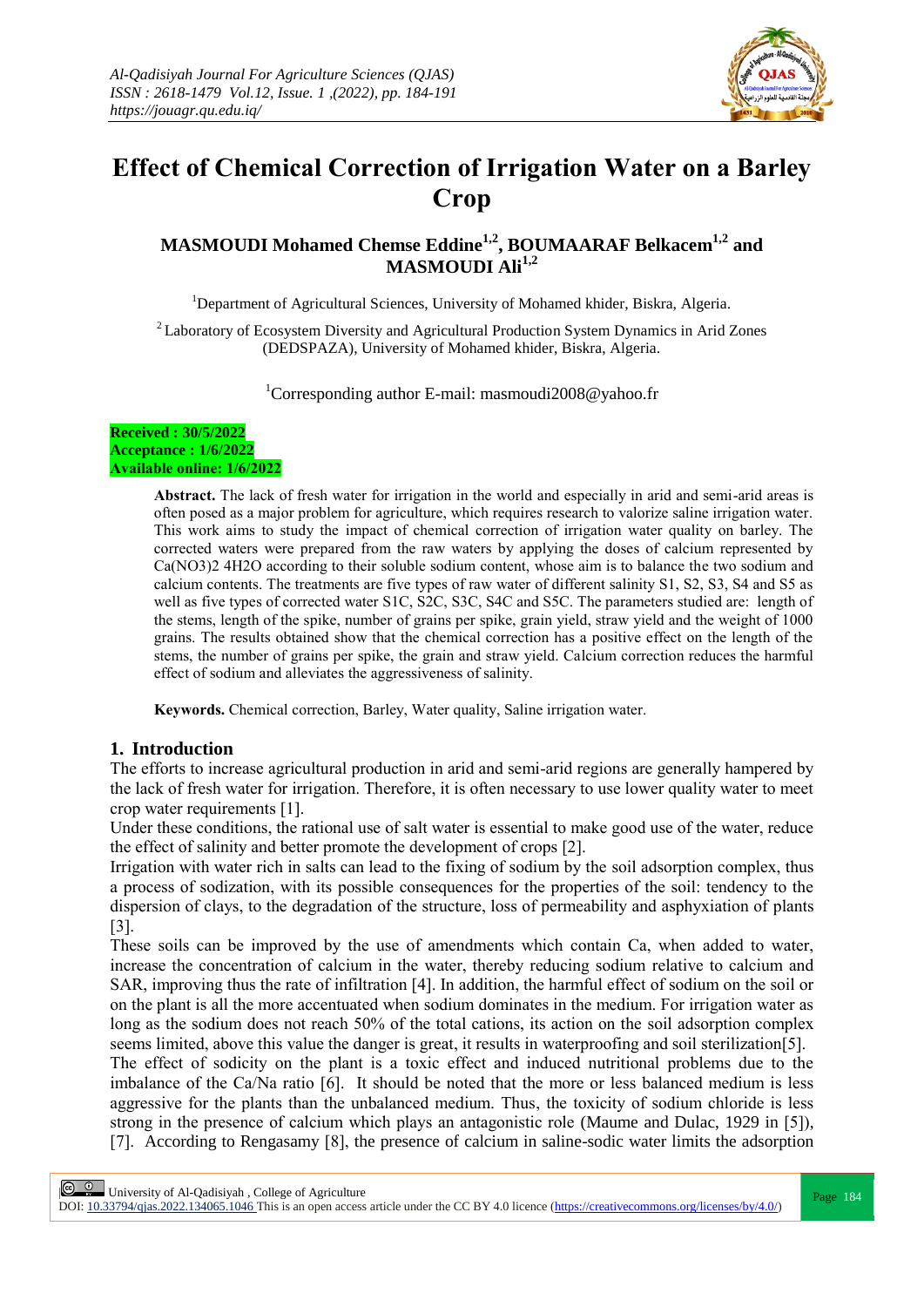# Effect of Chemical Correction of Irrigation Water on a Barley Crop

**MASMOUDI Mohamed Chemse Eddine[1,2], BOUMAARAF Belkacem[1,2] and MASMOUDI Ali[1,2]**

[1]Department of Agricultural Sciences, University of Mohamed khider, Biskra, Algeria.

[2] Laboratory of Ecosystem Diversity and Agricultural Production System Dynamics in Arid Zones (DEDSPAZA), University of Mohamed khider, Biskra, Algeria.

[1]Corresponding author E-mail: masmoudi2008@yahoo.fr

**Received : 30/5/2022**
**Acceptance : 1/6/2022**
**Available online: 1/6/2022**

**Abstract.** The lack of fresh water for irrigation in the world and especially in arid and semi-arid areas is often posed as a major problem for agriculture, which requires research to valorize saline irrigation water. This work aims to study the impact of chemical correction of irrigation water quality on barley. The corrected waters were prepared from the raw waters by applying the doses of calcium represented by $Ca(NO_3)_2\ 4H_2O$ according to their soluble sodium content, whose aim is to balance the two sodium and calcium contents. The treatments are five types of raw water of different salinity S1, S2, S3, S4 and S5 as well as five types of corrected water S1C, S2C, S3C, S4C and S5C. The parameters studied are: length of the stems, length of the spike, number of grains per spike, grain yield, straw yield and the weight of 1000 grains. The results obtained show that the chemical correction has a positive effect on the length of the stems, the number of grains per spike, the grain and straw yield. Calcium correction reduces the harmful effect of sodium and alleviates the aggressiveness of salinity.

**Keywords.** Chemical correction, Barley, Water quality, Saline irrigation water.

## 1. Introduction

The efforts to increase agricultural production in arid and semi-arid regions are generally hampered by the lack of fresh water for irrigation. Therefore, it is often necessary to use lower quality water to meet crop water requirements [1].

Under these conditions, the rational use of salt water is essential to make good use of the water, reduce the effect of salinity and better promote the development of crops [2].

Irrigation with water rich in salts can lead to the fixing of sodium by the soil adsorption complex, thus a process of sodization, with its possible consequences for the properties of the soil: tendency to the dispersion of clays, to the degradation of the structure, loss of permeability and asphyxiation of plants [3].

These soils can be improved by the use of amendments which contain Ca, when added to water, increase the concentration of calcium in the water, thereby reducing sodium relative to calcium and SAR, improving thus the rate of infiltration [4]. In addition, the harmful effect of sodium on the soil or on the plant is all the more accentuated when sodium dominates in the medium. For irrigation water as long as the sodium does not reach 50% of the total cations, its action on the soil adsorption complex seems limited, above this value the danger is great, it results in waterproofing and soil sterilization[5].

The effect of sodicity on the plant is a toxic effect and induced nutritional problems due to the imbalance of the Ca/Na ratio [6]. It should be noted that the more or less balanced medium is less aggressive for the plants than the unbalanced medium. Thus, the toxicity of sodium chloride is less strong in the presence of calcium which plays an antagonistic role (Maume and Dulac, 1929 in [5]), [7]. According to Rengasamy [8], the presence of calcium in saline-sodic water limits the adsorption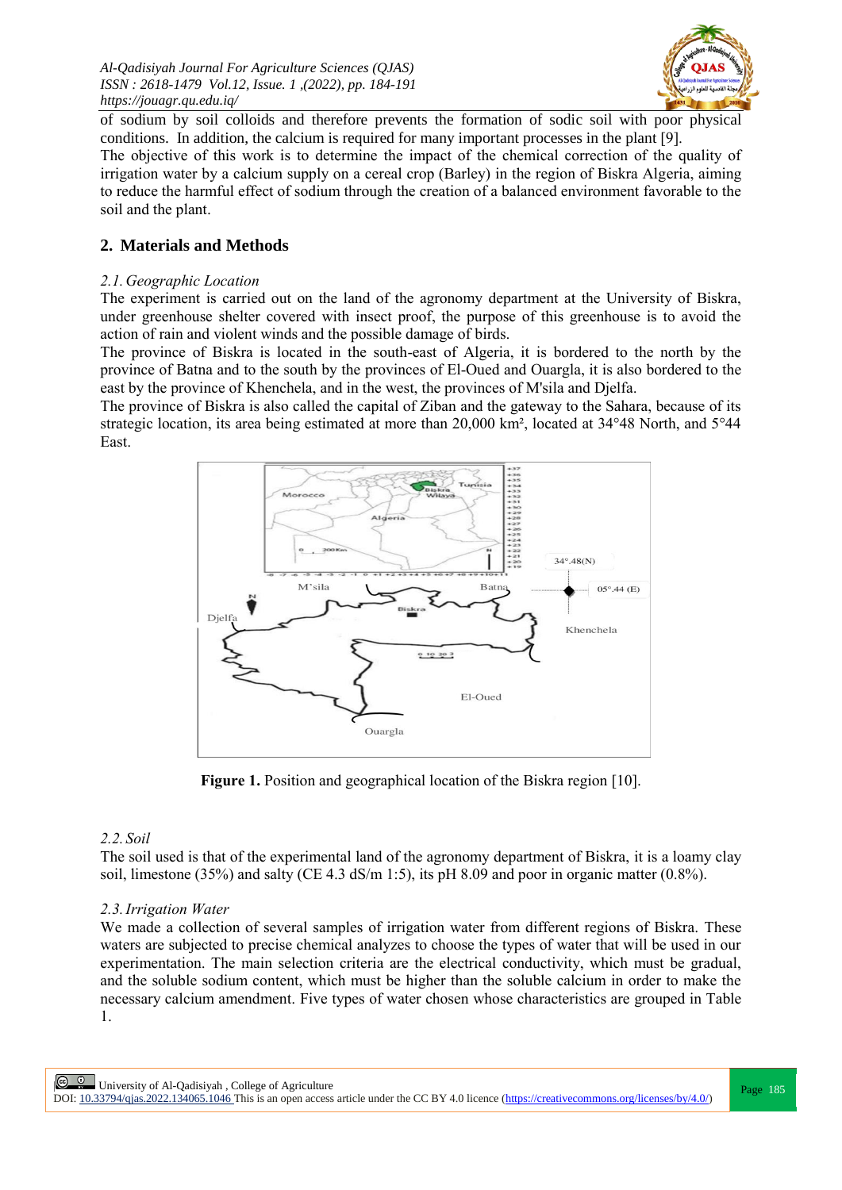of sodium by soil colloids and therefore prevents the formation of sodic soil with poor physical conditions. In addition, the calcium is required for many important processes in the plant [9].

The objective of this work is to determine the impact of the chemical correction of the quality of irrigation water by a calcium supply on a cereal crop (Barley) in the region of Biskra Algeria, aiming to reduce the harmful effect of sodium through the creation of a balanced environment favorable to the soil and the plant.

## 2. Materials and Methods

### *2.1. Geographic Location*

The experiment is carried out on the land of the agronomy department at the University of Biskra, under greenhouse shelter covered with insect proof, the purpose of this greenhouse is to avoid the action of rain and violent winds and the possible damage of birds.

The province of Biskra is located in the south-east of Algeria, it is bordered to the north by the province of Batna and to the south by the provinces of El-Oued and Ouargla, it is also bordered to the east by the province of Khenchela, and in the west, the provinces of M'sila and Djelfa.

The province of Biskra is also called the capital of Ziban and the gateway to the Sahara, because of its strategic location, its area being estimated at more than 20,000 km², located at 34°48 North, and 5°44 East.

**Figure 1.** Position and geographical location of the Biskra region [10].

### *2.2. Soil*

The soil used is that of the experimental land of the agronomy department of Biskra, it is a loamy clay soil, limestone (35%) and salty (CE 4.3 dS/m 1:5), its pH 8.09 and poor in organic matter (0.8%).

### *2.3. Irrigation Water*

We made a collection of several samples of irrigation water from different regions of Biskra. These waters are subjected to precise chemical analyzes to choose the types of water that will be used in our experimentation. The main selection criteria are the electrical conductivity, which must be gradual, and the soluble sodium content, which must be higher than the soluble calcium in order to make the necessary calcium amendment. Five types of water chosen whose characteristics are grouped in Table 1.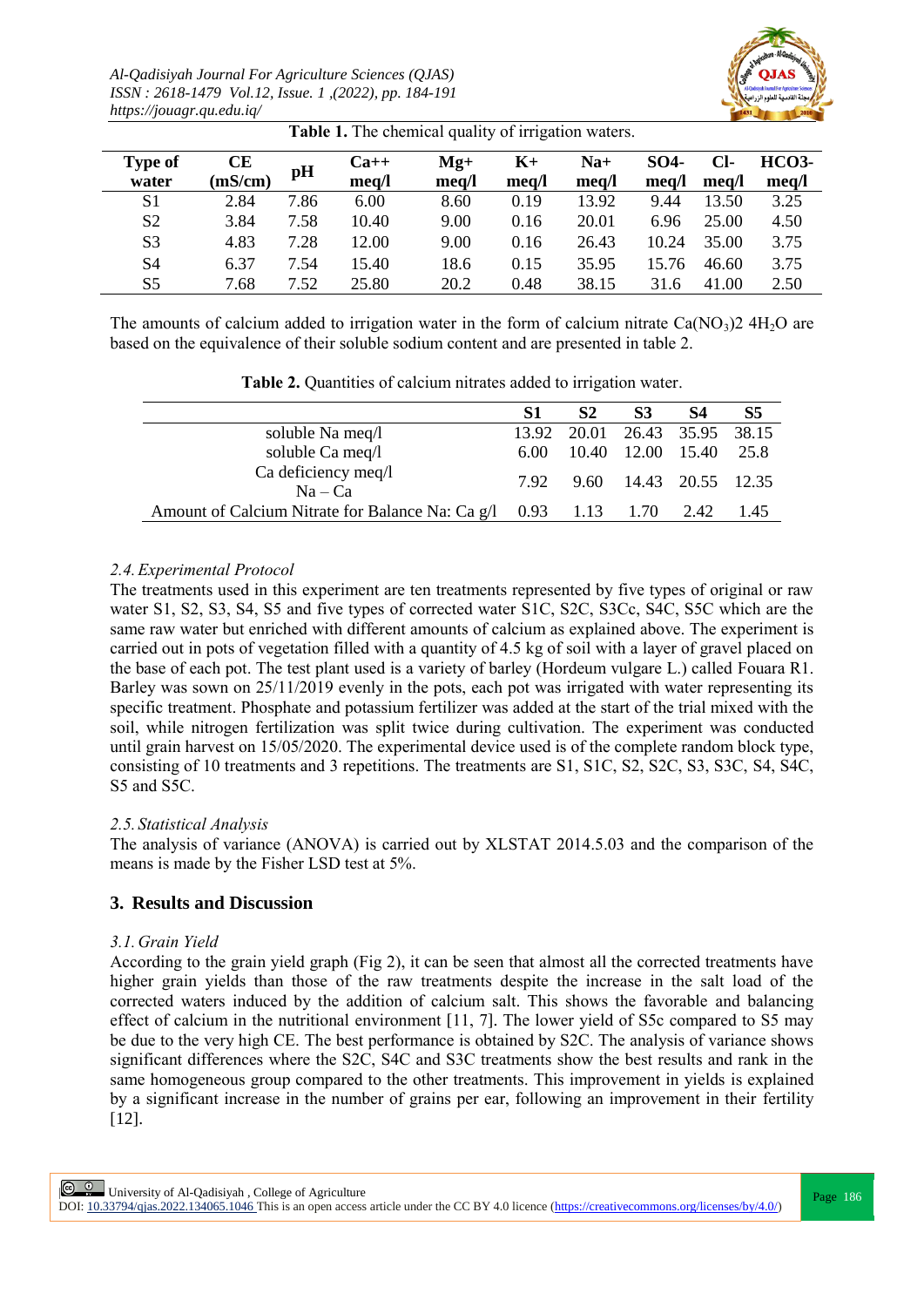**Table 1.** The chemical quality of irrigation waters.

| Type of water | CE (mS/cm) | pH | Ca++ meq/l | Mg+ meq/l | K+ meq/l | Na+ meq/l | SO4- meq/l | Cl- meq/l | HCO3- meq/l |
|---|---|---|---|---|---|---|---|---|---|
| S1 | 2.84 | 7.86 | 6.00 | 8.60 | 0.19 | 13.92 | 9.44 | 13.50 | 3.25 |
| S2 | 3.84 | 7.58 | 10.40 | 9.00 | 0.16 | 20.01 | 6.96 | 25.00 | 4.50 |
| S3 | 4.83 | 7.28 | 12.00 | 9.00 | 0.16 | 26.43 | 10.24 | 35.00 | 3.75 |
| S4 | 6.37 | 7.54 | 15.40 | 18.6 | 0.15 | 35.95 | 15.76 | 46.60 | 3.75 |
| S5 | 7.68 | 7.52 | 25.80 | 20.2 | 0.48 | 38.15 | 31.6 | 41.00 | 2.50 |

The amounts of calcium added to irrigation water in the form of calcium nitrate $Ca(NO_3)2\ 4H_2O$ are based on the equivalence of their soluble sodium content and are presented in table 2.

**Table 2.** Quantities of calcium nitrates added to irrigation water.

| | S1 | S2 | S3 | S4 | S5 |
|---|---|---|---|---|---|
| soluble Na meq/l | 13.92 | 20.01 | 26.43 | 35.95 | 38.15 |
| soluble Ca meq/l | 6.00 | 10.40 | 12.00 | 15.40 | 25.8 |
| Ca deficiency meq/l Na – Ca | 7.92 | 9.60 | 14.43 | 20.55 | 12.35 |
| Amount of Calcium Nitrate for Balance Na: Ca g/l | 0.93 | 1.13 | 1.70 | 2.42 | 1.45 |

### *2.4. Experimental Protocol*

The treatments used in this experiment are ten treatments represented by five types of original or raw water S1, S2, S3, S4, S5 and five types of corrected water S1C, S2C, S3Cc, S4C, S5C which are the same raw water but enriched with different amounts of calcium as explained above. The experiment is carried out in pots of vegetation filled with a quantity of 4.5 kg of soil with a layer of gravel placed on the base of each pot. The test plant used is a variety of barley (Hordeum vulgare L.) called Fouara R1. Barley was sown on 25/11/2019 evenly in the pots, each pot was irrigated with water representing its specific treatment. Phosphate and potassium fertilizer was added at the start of the trial mixed with the soil, while nitrogen fertilization was split twice during cultivation. The experiment was conducted until grain harvest on 15/05/2020. The experimental device used is of the complete random block type, consisting of 10 treatments and 3 repetitions. The treatments are S1, S1C, S2, S2C, S3, S3C, S4, S4C, S5 and S5C.

### *2.5. Statistical Analysis*

The analysis of variance (ANOVA) is carried out by XLSTAT 2014.5.03 and the comparison of the means is made by the Fisher LSD test at 5%.

## 3. Results and Discussion

### *3.1. Grain Yield*

According to the grain yield graph (Fig 2), it can be seen that almost all the corrected treatments have higher grain yields than those of the raw treatments despite the increase in the salt load of the corrected waters induced by the addition of calcium salt. This shows the favorable and balancing effect of calcium in the nutritional environment [11, 7]. The lower yield of S5c compared to S5 may be due to the very high CE. The best performance is obtained by S2C. The analysis of variance shows significant differences where the S2C, S4C and S3C treatments show the best results and rank in the same homogeneous group compared to the other treatments. This improvement in yields is explained by a significant increase in the number of grains per ear, following an improvement in their fertility [12].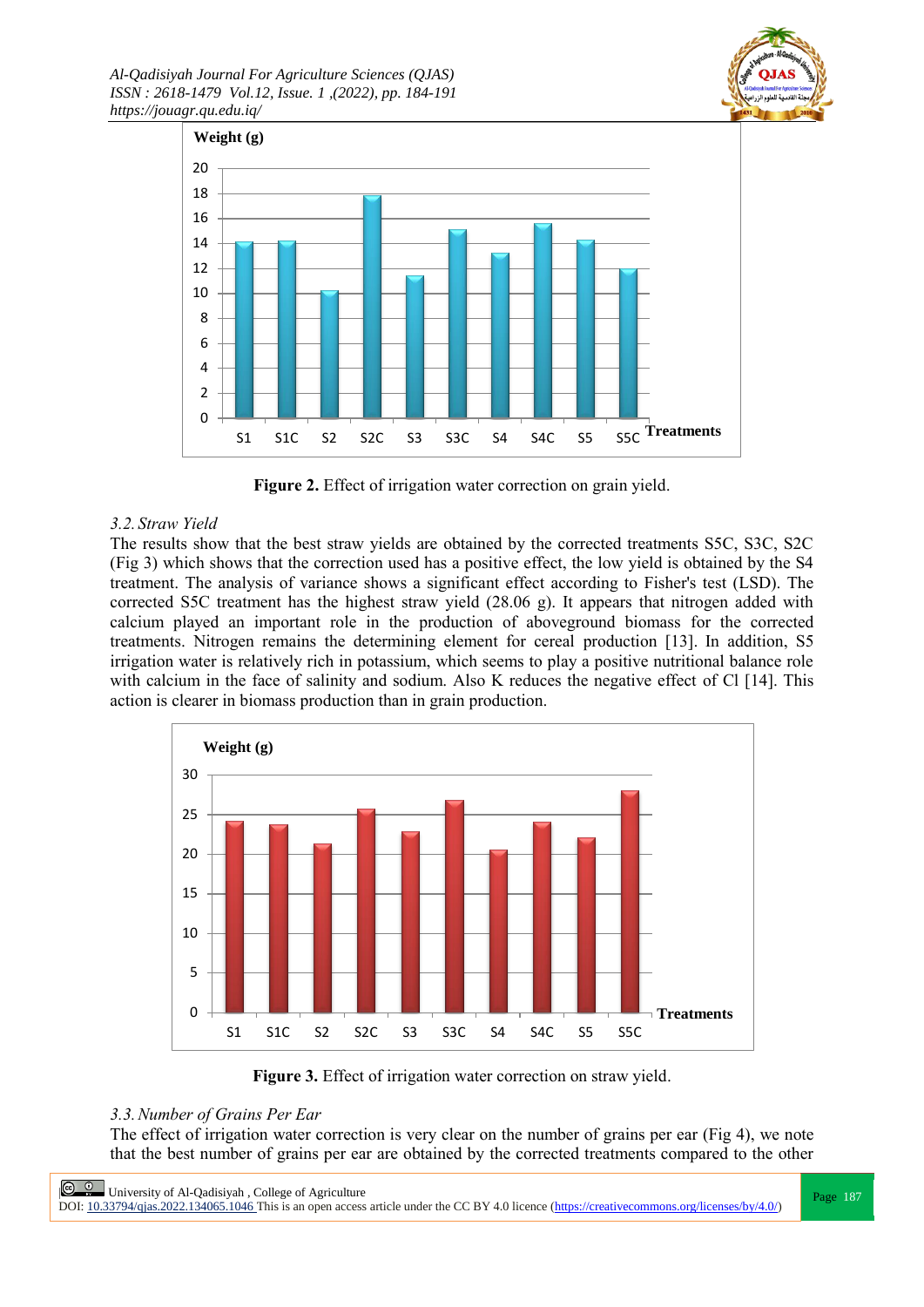**Figure 2.** Effect of irrigation water correction on grain yield.

### 3.2. Straw Yield

The results show that the best straw yields are obtained by the corrected treatments S5C, S3C, S2C (Fig 3) which shows that the correction used has a positive effect, the low yield is obtained by the S4 treatment. The analysis of variance shows a significant effect according to Fisher's test (LSD). The corrected S5C treatment has the highest straw yield (28.06 g). It appears that nitrogen added with calcium played an important role in the production of aboveground biomass for the corrected treatments. Nitrogen remains the determining element for cereal production [13]. In addition, S5 irrigation water is relatively rich in potassium, which seems to play a positive nutritional balance role with calcium in the face of salinity and sodium. Also K reduces the negative effect of Cl [14]. This action is clearer in biomass production than in grain production.

**Figure 3.** Effect of irrigation water correction on straw yield.

### 3.3. Number of Grains Per Ear

The effect of irrigation water correction is very clear on the number of grains per ear (Fig 4), we note that the best number of grains per ear are obtained by the corrected treatments compared to the other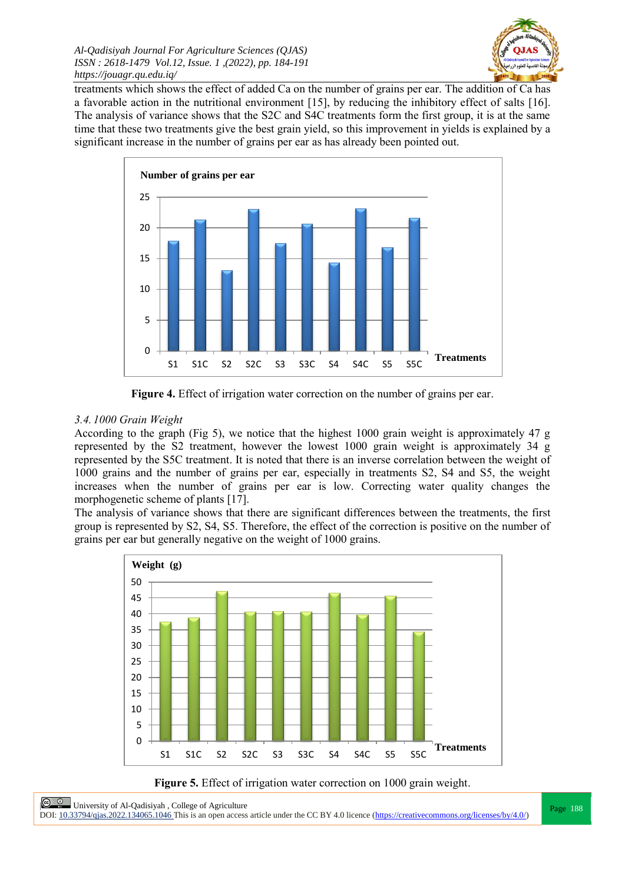treatments which shows the effect of added Ca on the number of grains per ear. The addition of Ca has a favorable action in the nutritional environment [15], by reducing the inhibitory effect of salts [16]. The analysis of variance shows that the S2C and S4C treatments form the first group, it is at the same time that these two treatments give the best grain yield, so this improvement in yields is explained by a significant increase in the number of grains per ear as has already been pointed out.

**Figure 4.** Effect of irrigation water correction on the number of grains per ear.

### *3.4. 1000 Grain Weight*

According to the graph (Fig 5), we notice that the highest 1000 grain weight is approximately 47 g represented by the S2 treatment, however the lowest 1000 grain weight is approximately 34 g represented by the S5C treatment. It is noted that there is an inverse correlation between the weight of 1000 grains and the number of grains per ear, especially in treatments S2, S4 and S5, the weight increases when the number of grains per ear is low. Correcting water quality changes the morphogenetic scheme of plants [17].

The analysis of variance shows that there are significant differences between the treatments, the first group is represented by S2, S4, S5. Therefore, the effect of the correction is positive on the number of grains per ear but generally negative on the weight of 1000 grains.

**Figure 5.** Effect of irrigation water correction on 1000 grain weight.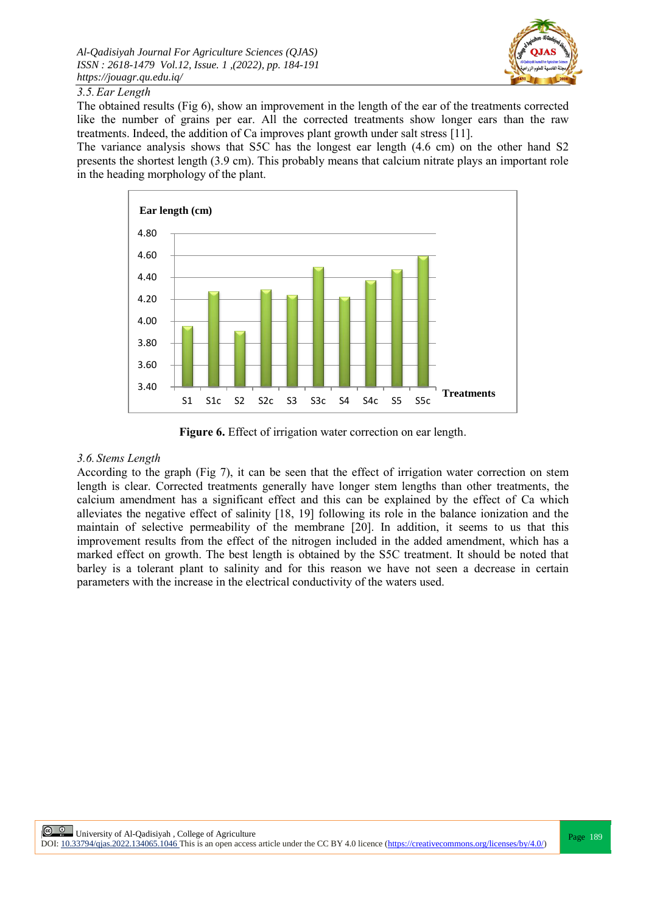### 3.5. Ear Length

The obtained results (Fig 6), show an improvement in the length of the ear of the treatments corrected like the number of grains per ear. All the corrected treatments show longer ears than the raw treatments. Indeed, the addition of Ca improves plant growth under salt stress [11].

The variance analysis shows that S5C has the longest ear length (4.6 cm) on the other hand S2 presents the shortest length (3.9 cm). This probably means that calcium nitrate plays an important role in the heading morphology of the plant.

**Figure 6.** Effect of irrigation water correction on ear length.

### 3.6. Stems Length

According to the graph (Fig 7), it can be seen that the effect of irrigation water correction on stem length is clear. Corrected treatments generally have longer stem lengths than other treatments, the calcium amendment has a significant effect and this can be explained by the effect of Ca which alleviates the negative effect of salinity [18, 19] following its role in the balance ionization and the maintain of selective permeability of the membrane [20]. In addition, it seems to us that this improvement results from the effect of the nitrogen included in the added amendment, which has a marked effect on growth. The best length is obtained by the S5C treatment. It should be noted that barley is a tolerant plant to salinity and for this reason we have not seen a decrease in certain parameters with the increase in the electrical conductivity of the waters used.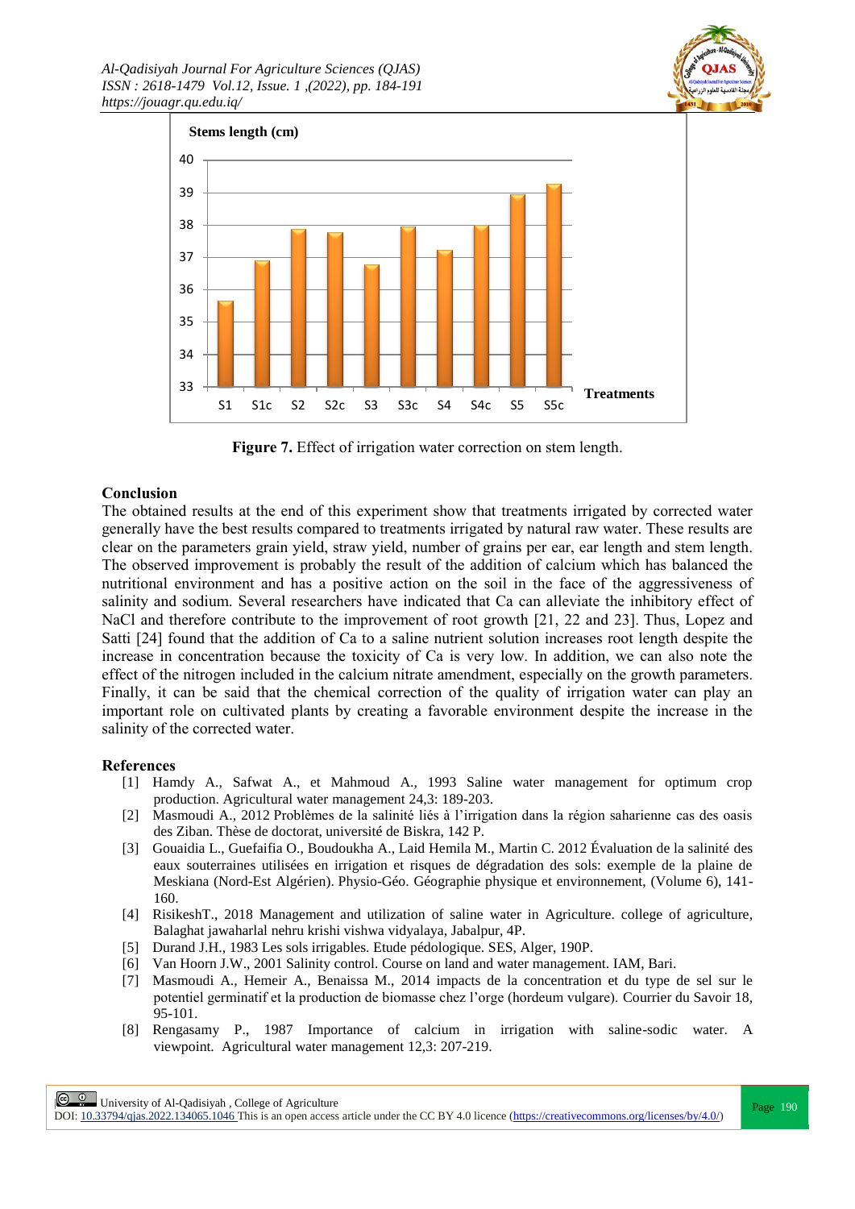Figure 7. Effect of irrigation water correction on stem length.

## Conclusion

The obtained results at the end of this experiment show that treatments irrigated by corrected water generally have the best results compared to treatments irrigated by natural raw water. These results are clear on the parameters grain yield, straw yield, number of grains per ear, ear length and stem length. The observed improvement is probably the result of the addition of calcium which has balanced the nutritional environment and has a positive action on the soil in the face of the aggressiveness of salinity and sodium. Several researchers have indicated that Ca can alleviate the inhibitory effect of NaCl and therefore contribute to the improvement of root growth [21, 22 and 23]. Thus, Lopez and Satti [24] found that the addition of Ca to a saline nutrient solution increases root length despite the increase in concentration because the toxicity of Ca is very low. In addition, we can also note the effect of the nitrogen included in the calcium nitrate amendment, especially on the growth parameters. Finally, it can be said that the chemical correction of the quality of irrigation water can play an important role on cultivated plants by creating a favorable environment despite the increase in the salinity of the corrected water.

## References

[1] Hamdy A., Safwat A., et Mahmoud A., 1993 Saline water management for optimum crop production. Agricultural water management 24,3: 189-203.

[2] Masmoudi A., 2012 Problèmes de la salinité liés à l'irrigation dans la région saharienne cas des oasis des Ziban. Thèse de doctorat, université de Biskra, 142 P.

[3] Gouaidia L., Guefaifia O., Boudoukha A., Laid Hemila M., Martin C. 2012 Évaluation de la salinité des eaux souterraines utilisées en irrigation et risques de dégradation des sols: exemple de la plaine de Meskiana (Nord-Est Algérien). Physio-Géo. Géographie physique et environnement, (Volume 6), 141-160.

[4] RisikeshT., 2018 Management and utilization of saline water in Agriculture. college of agriculture, Balaghat jawaharlal nehru krishi vishwa vidyalaya, Jabalpur, 4P.

[5] Durand J.H., 1983 Les sols irrigables. Etude pédologique. SES, Alger, 190P.

[6] Van Hoorn J.W., 2001 Salinity control. Course on land and water management. IAM, Bari.

[7] Masmoudi A., Hemeir A., Benaissa M., 2014 impacts de la concentration et du type de sel sur le potentiel germinatif et la production de biomasse chez l'orge (hordeum vulgare). Courrier du Savoir 18, 95-101.

[8] Rengasamy P., 1987 Importance of calcium in irrigation with saline-sodic water. A viewpoint. Agricultural water management 12,3: 207-219.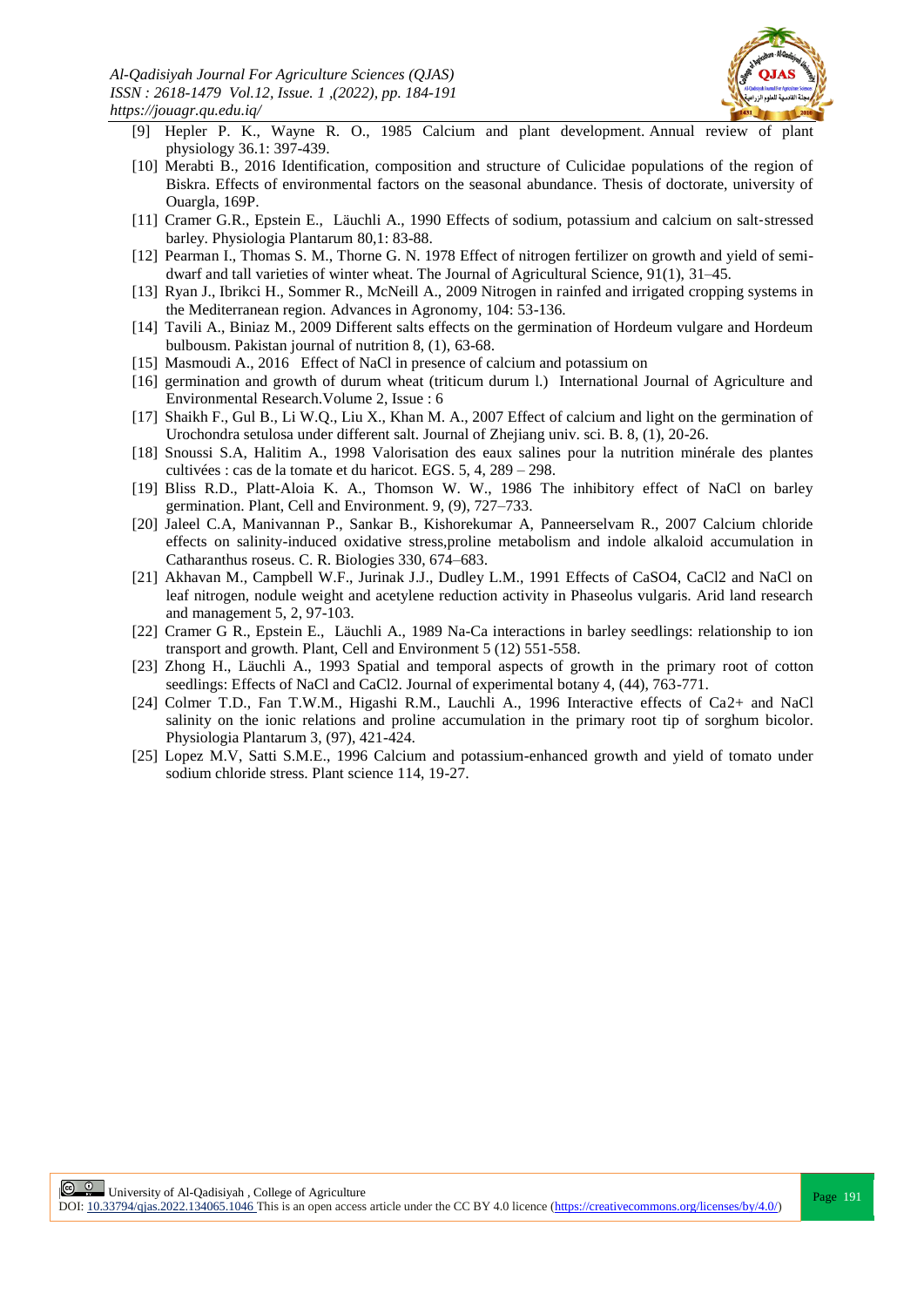[9] Hepler P. K., Wayne R. O., 1985 Calcium and plant development. Annual review of plant physiology 36.1: 397-439.

[10] Merabti B., 2016 Identification, composition and structure of Culicidae populations of the region of Biskra. Effects of environmental factors on the seasonal abundance. Thesis of doctorate, university of Ouargla, 169P.

[11] Cramer G.R., Epstein E., Läuchli A., 1990 Effects of sodium, potassium and calcium on salt-stressed barley. Physiologia Plantarum 80,1: 83-88.

[12] Pearman I., Thomas S. M., Thorne G. N. 1978 Effect of nitrogen fertilizer on growth and yield of semi-dwarf and tall varieties of winter wheat. The Journal of Agricultural Science, 91(1), 31–45.

[13] Ryan J., Ibrikci H., Sommer R., McNeill A., 2009 Nitrogen in rainfed and irrigated cropping systems in the Mediterranean region. Advances in Agronomy, 104: 53-136.

[14] Tavili A., Biniaz M., 2009 Different salts effects on the germination of Hordeum vulgare and Hordeum bulbousm. Pakistan journal of nutrition 8, (1), 63-68.

[15] Masmoudi A., 2016 Effect of NaCl in presence of calcium and potassium on

[16] germination and growth of durum wheat (triticum durum l.) International Journal of Agriculture and Environmental Research.Volume 2, Issue : 6

[17] Shaikh F., Gul B., Li W.Q., Liu X., Khan M. A., 2007 Effect of calcium and light on the germination of Urochondra setulosa under different salt. Journal of Zhejiang univ. sci. B. 8, (1), 20-26.

[18] Snoussi S.A, Halitim A., 1998 Valorisation des eaux salines pour la nutrition minérale des plantes cultivées : cas de la tomate et du haricot. EGS. 5, 4, 289 – 298.

[19] Bliss R.D., Platt-Aloia K. A., Thomson W. W., 1986 The inhibitory effect of NaCl on barley germination. Plant, Cell and Environment. 9, (9), 727–733.

[20] Jaleel C.A, Manivannan P., Sankar B., Kishorekumar A, Panneerselvam R., 2007 Calcium chloride effects on salinity-induced oxidative stress,proline metabolism and indole alkaloid accumulation in Catharanthus roseus. C. R. Biologies 330, 674–683.

[21] Akhavan M., Campbell W.F., Jurinak J.J., Dudley L.M., 1991 Effects of $CaSO_4$, $CaCl_2$ and NaCl on leaf nitrogen, nodule weight and acetylene reduction activity in Phaseolus vulgaris. Arid land research and management 5, 2, 97-103.

[22] Cramer G R., Epstein E., Läuchli A., 1989 Na-Ca interactions in barley seedlings: relationship to ion transport and growth. Plant, Cell and Environment 5 (12) 551-558.

[23] Zhong H., Läuchli A., 1993 Spatial and temporal aspects of growth in the primary root of cotton seedlings: Effects of NaCl and $CaCl_2$. Journal of experimental botany 4, (44), 763-771.

[24] Colmer T.D., Fan T.W.M., Higashi R.M., Lauchli A., 1996 Interactive effects of $Ca^{2+}$ and NaCl salinity on the ionic relations and proline accumulation in the primary root tip of sorghum bicolor. Physiologia Plantarum 3, (97), 421-424.

[25] Lopez M.V, Satti S.M.E., 1996 Calcium and potassium-enhanced growth and yield of tomato under sodium chloride stress. Plant science 114, 19-27.